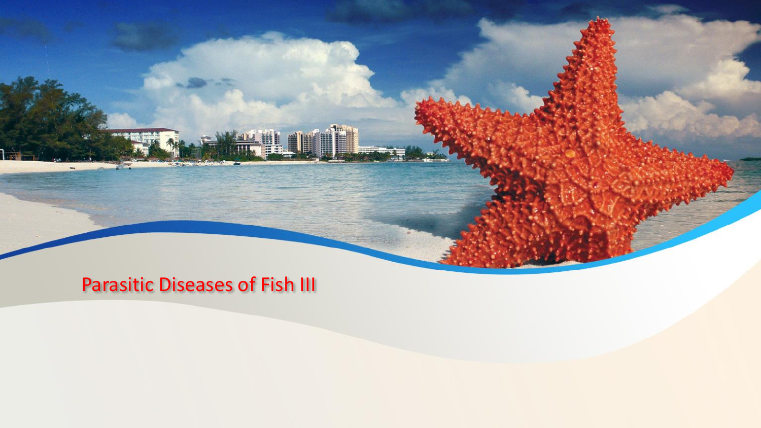# Parasitic Diseases of Fish III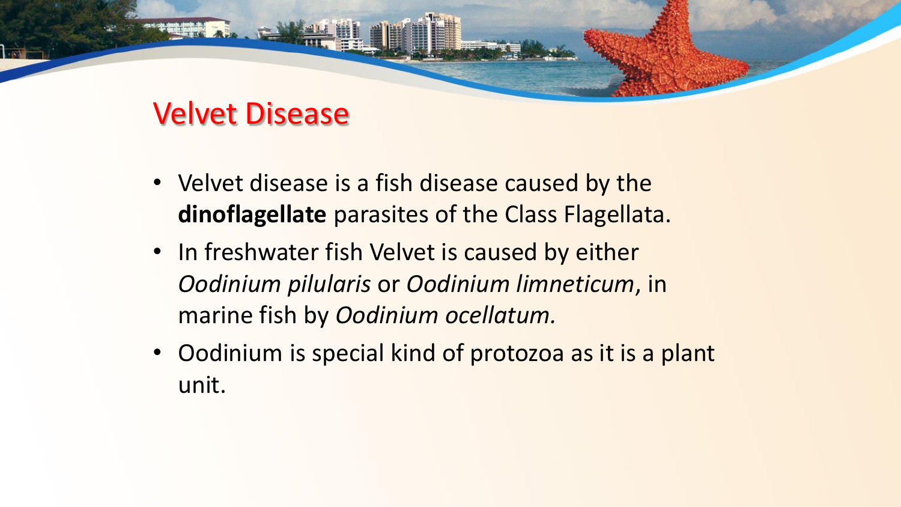## Velvet Disease

- Velvet disease is a fish disease caused by the **dinoflagellate** parasites of the Class Flagellata.
- In freshwater fish Velvet is caused by either *Oodinium pilularis* or *Oodinium limneticum*, in marine fish by *Oodinium ocellatum.*
- Oodinium is special kind of protozoa as it is a plant unit.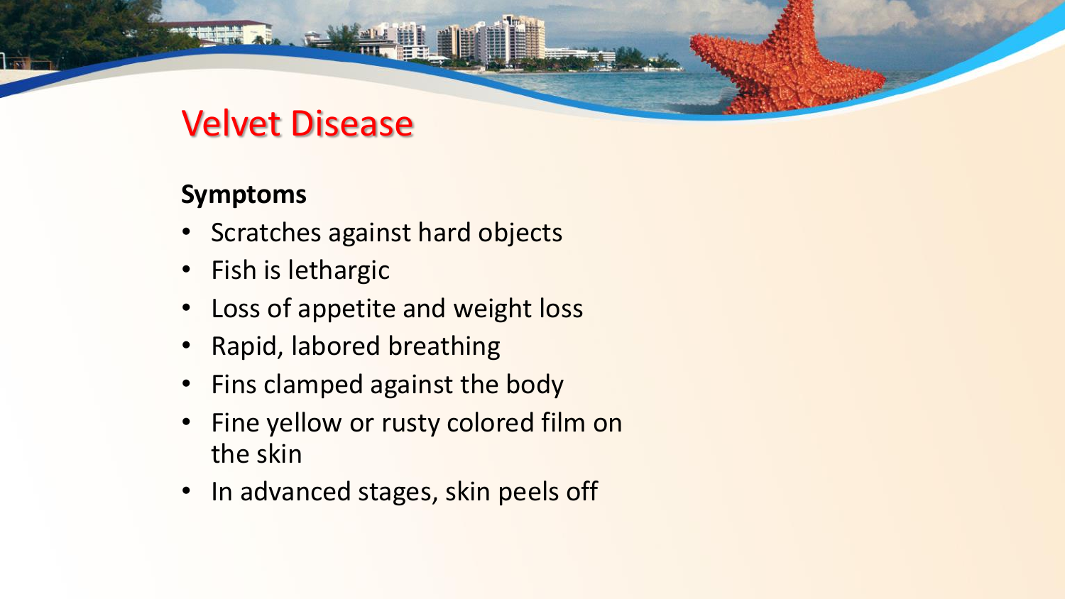# Velvet Disease

**Symptoms**

- Scratches against hard objects
- Fish is lethargic
- Loss of appetite and weight loss
- Rapid, labored breathing
- Fins clamped against the body
- Fine yellow or rusty colored film on the skin
- In advanced stages, skin peels off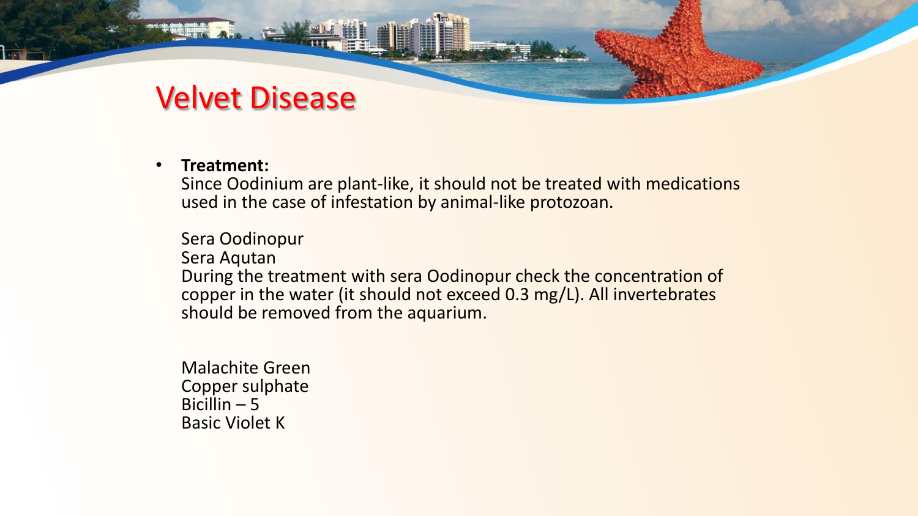# Velvet Disease

- **Treatment:**
  Since Oodinium are plant-like, it should not be treated with medications used in the case of infestation by animal-like protozoan.

  Sera Oodinopur
  Sera Aqutan
  During the treatment with sera Oodinopur check the concentration of copper in the water (it should not exceed 0.3 mg/L). All invertebrates should be removed from the aquarium.

  Malachite Green
  Copper sulphate
  Bicillin – 5
  Basic Violet K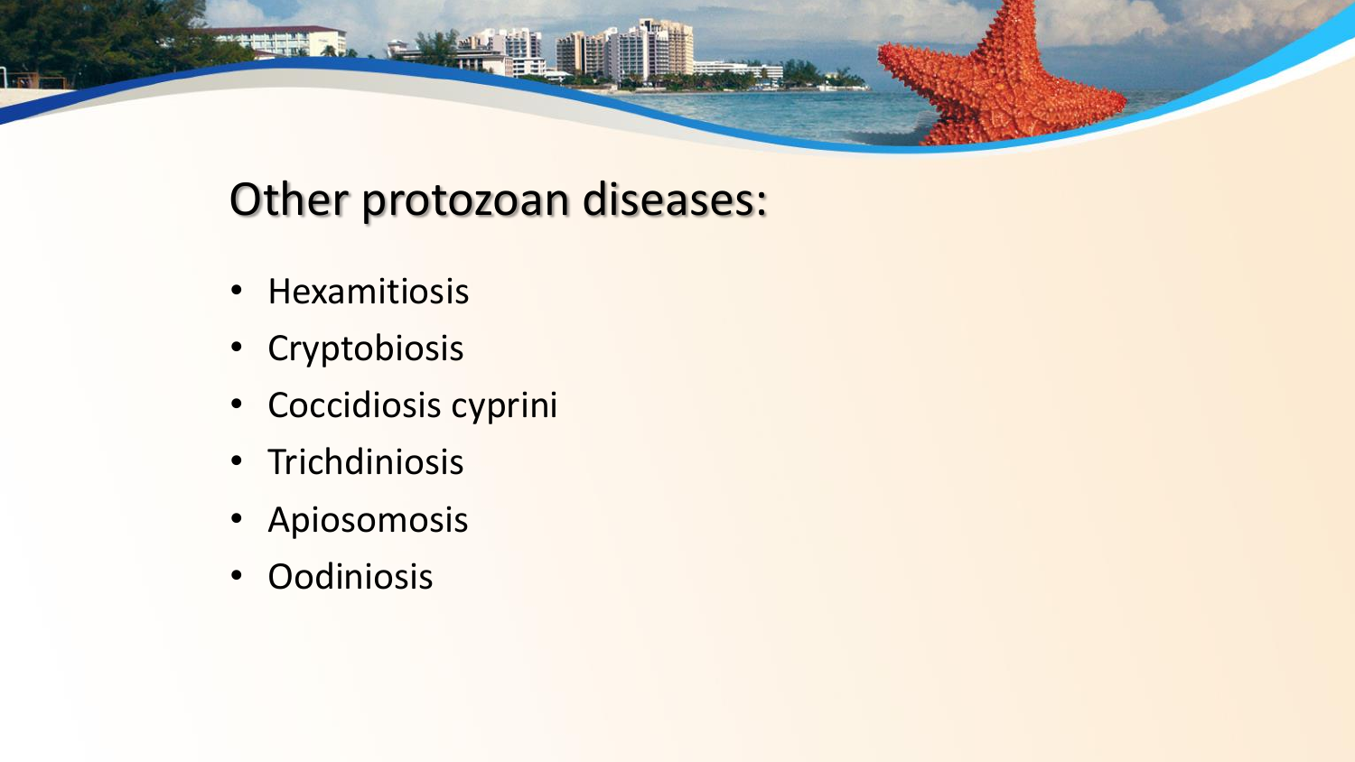# Other protozoan diseases:

- Hexamitiosis
- Cryptobiosis
- Coccidiosis cyprini
- Trichdiniosis
- Apiosomosis
- Oodiniosis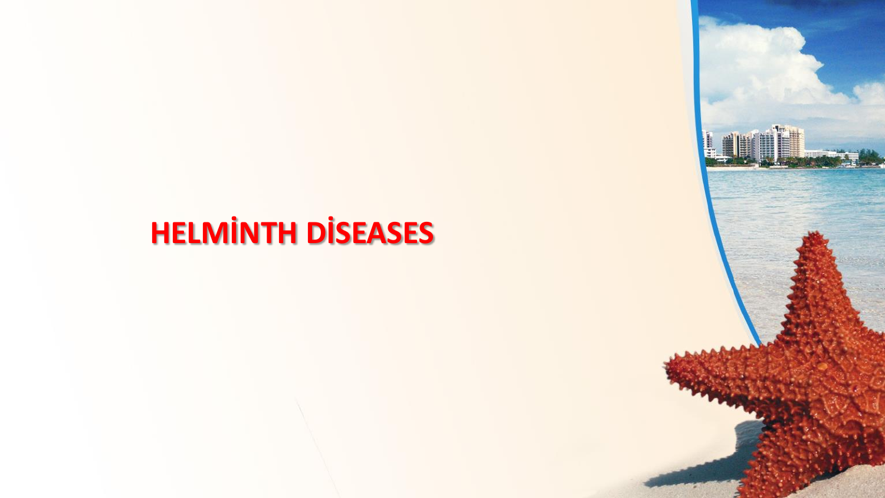# HELMİNTH DİSEASES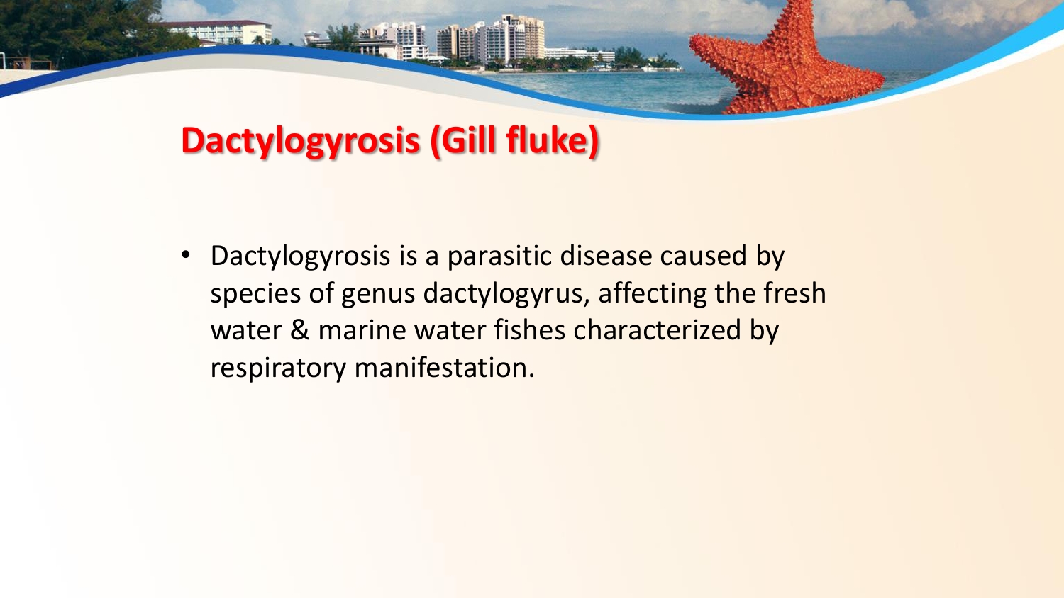# Dactylogyrosis (Gill fluke)

- Dactylogyrosis is a parasitic disease caused by species of genus dactylogyrus, affecting the fresh water & marine water fishes characterized by respiratory manifestation.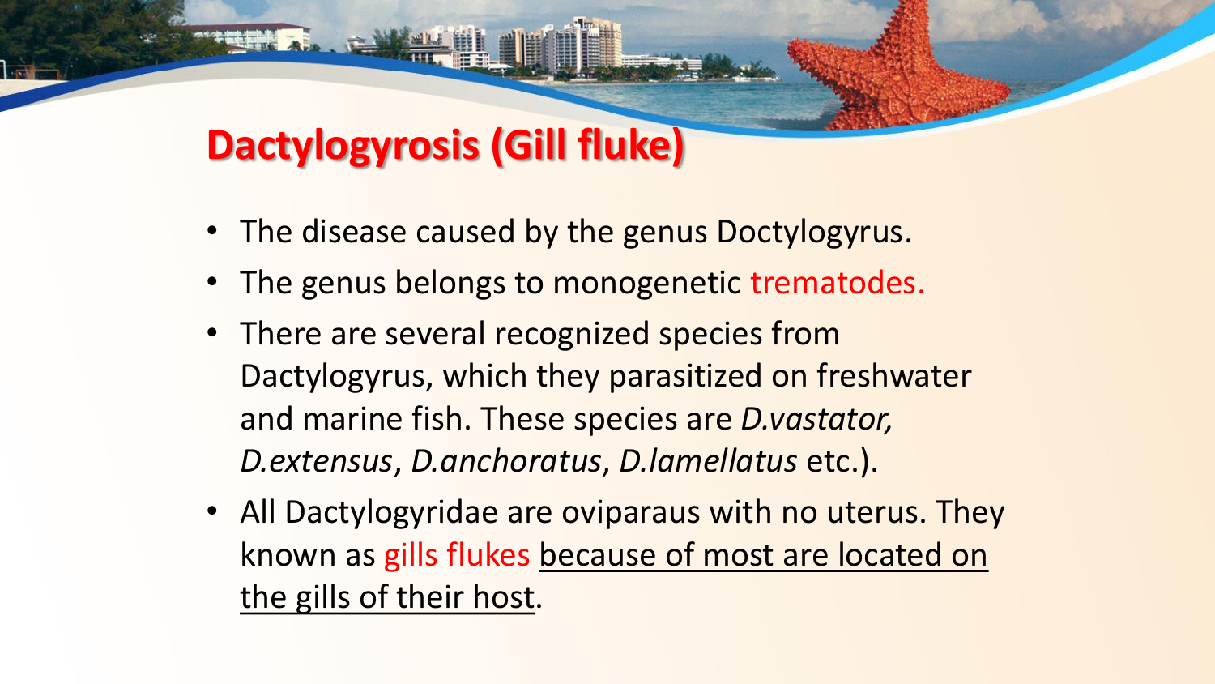# Dactylogyrosis (Gill fluke)

- The disease caused by the genus Doctylogyrus.
- The genus belongs to monogenetic trematodes.
- There are several recognized species from Dactylogyrus, which they parasitized on freshwater and marine fish. These species are *D.vastator, D.extensus*, *D.anchoratus*, *D.lamellatus* etc.).
- All Dactylogyridae are oviparaus with no uterus. They known as gills flukes because of most are located on the gills of their host.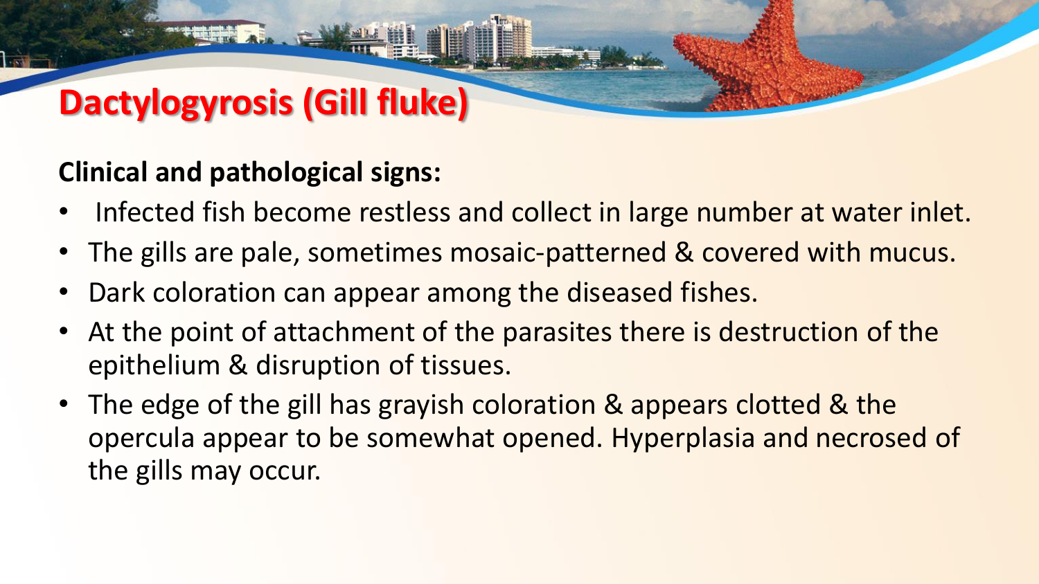# Dactylogyrosis (Gill fluke)

**Clinical and pathological signs:**

- Infected fish become restless and collect in large number at water inlet.
- The gills are pale, sometimes mosaic-patterned & covered with mucus.
- Dark coloration can appear among the diseased fishes.
- At the point of attachment of the parasites there is destruction of the epithelium & disruption of tissues.
- The edge of the gill has grayish coloration & appears clotted & the opercula appear to be somewhat opened. Hyperplasia and necrosed of the gills may occur.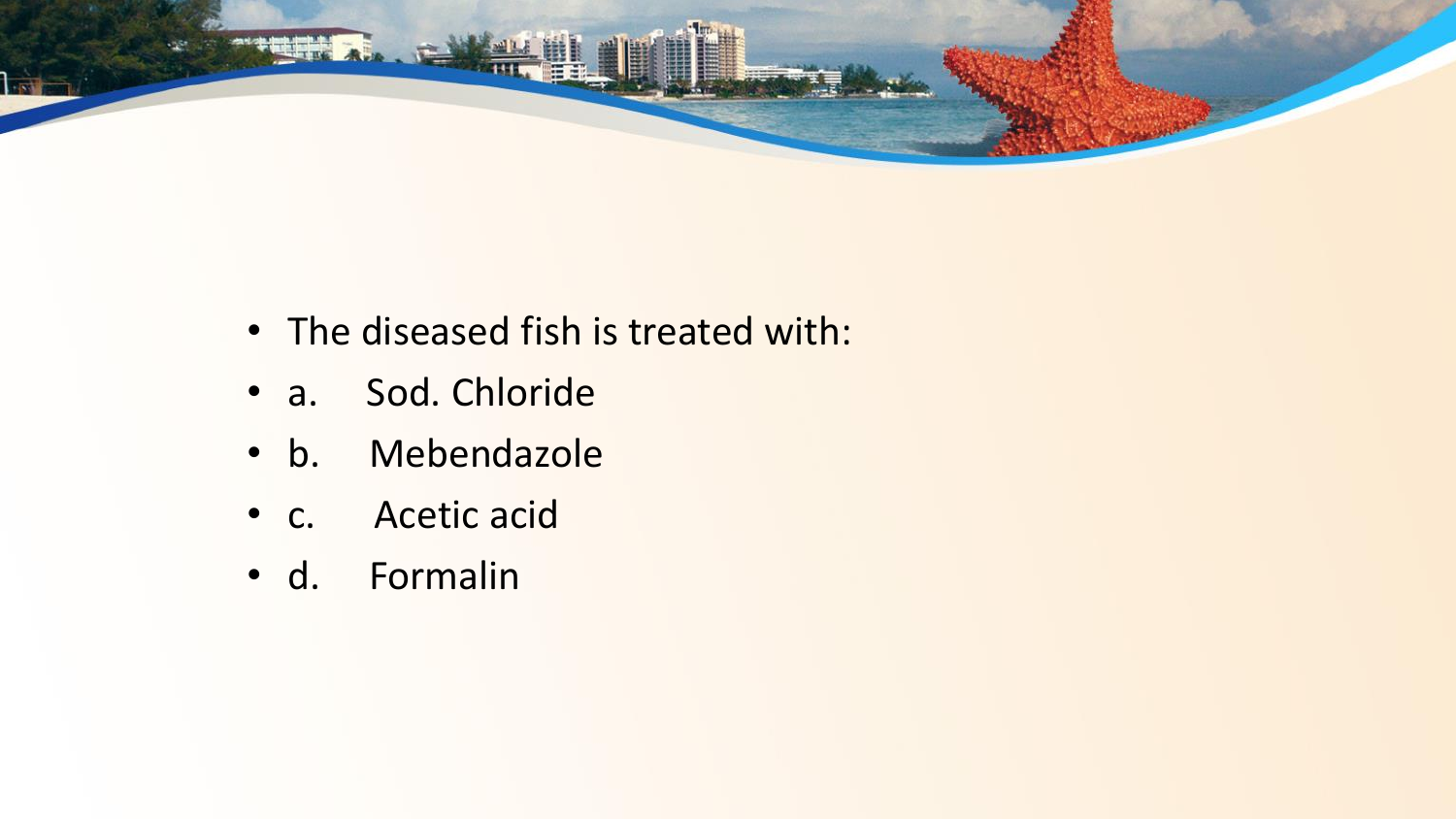- The diseased fish is treated with:
- a. Sod. Chloride
- b. Mebendazole
- c. Acetic acid
- d. Formalin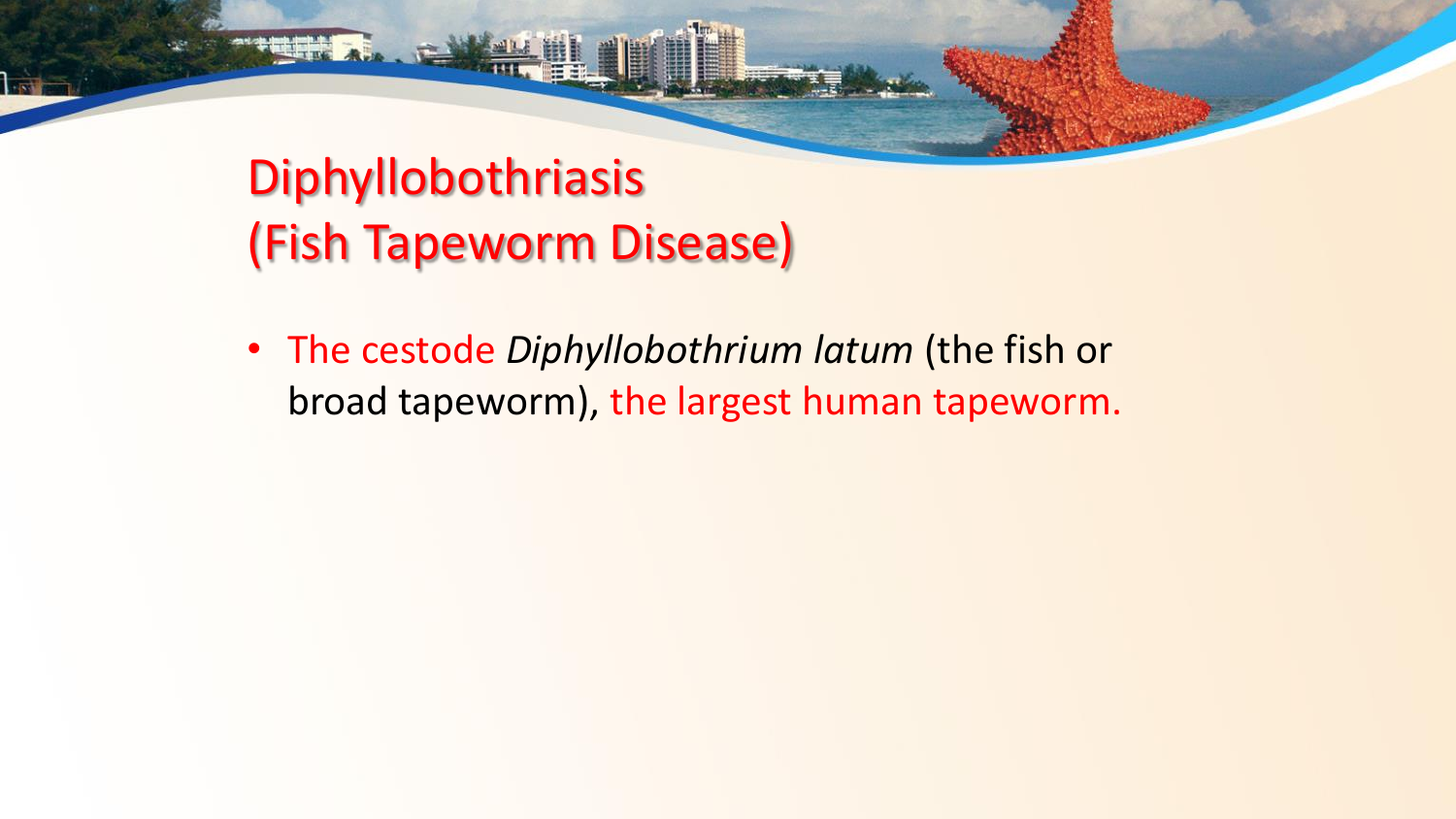# Diphyllobothriasis
# (Fish Tapeworm Disease)

- The cestode *Diphyllobothrium latum* (the fish or broad tapeworm), the largest human tapeworm.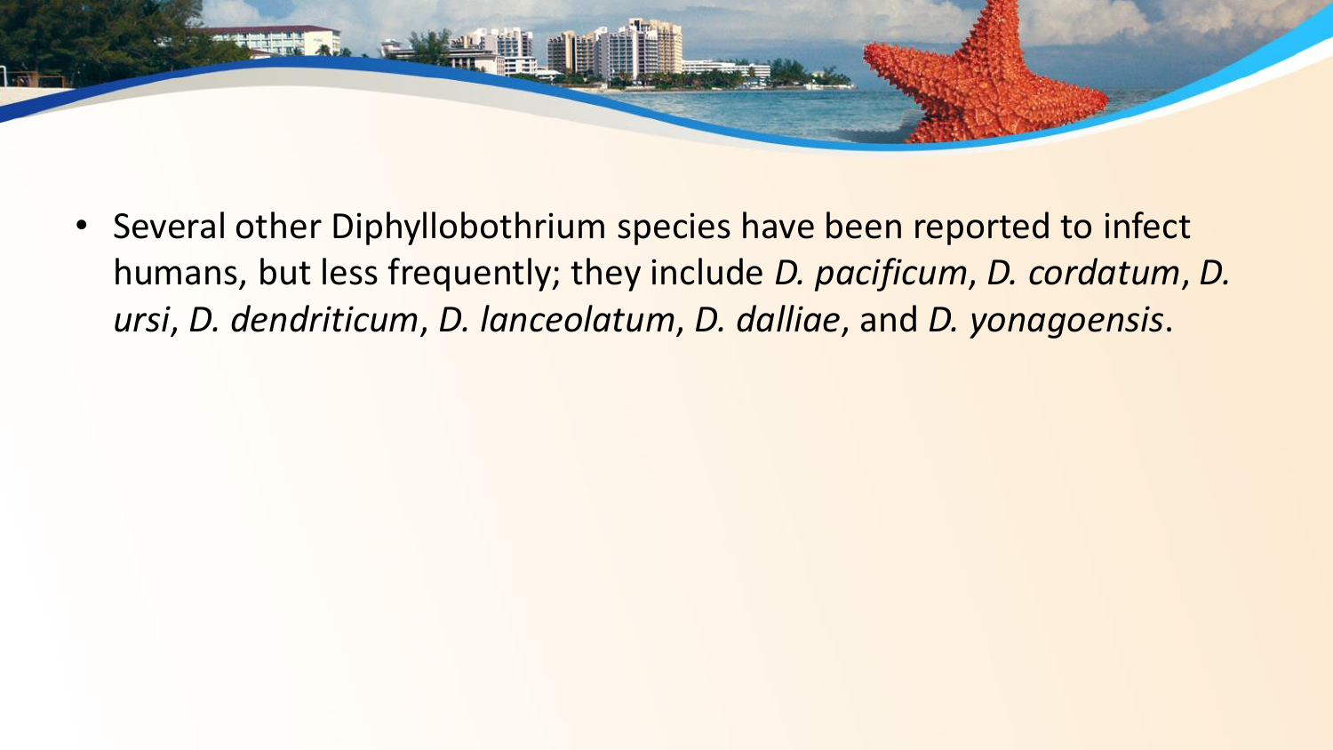- Several other Diphyllobothrium species have been reported to infect humans, but less frequently; they include *D. pacificum*, *D. cordatum*, *D. ursi*, *D. dendriticum*, *D. lanceolatum*, *D. dalliae*, and *D. yonagoensis*.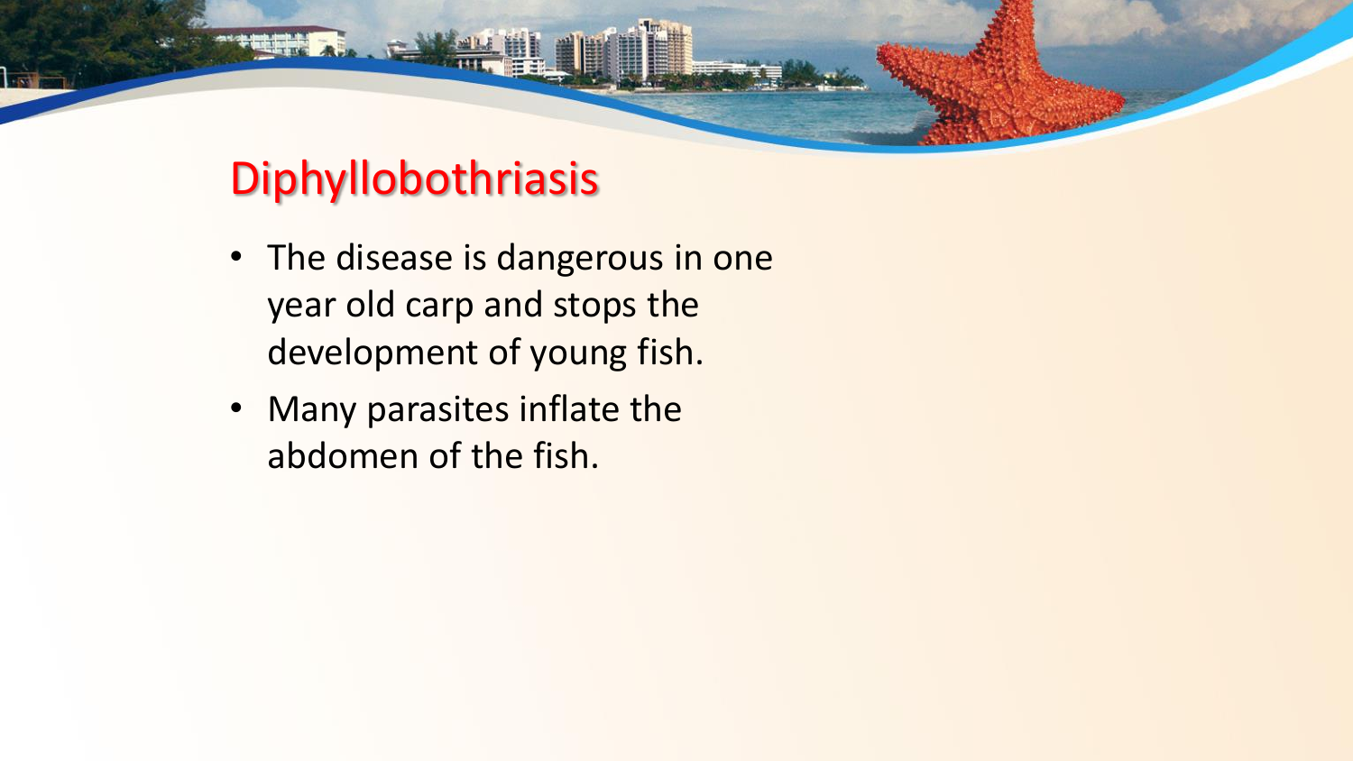# Diphyllobothriasis

- The disease is dangerous in one year old carp and stops the development of young fish.
- Many parasites inflate the abdomen of the fish.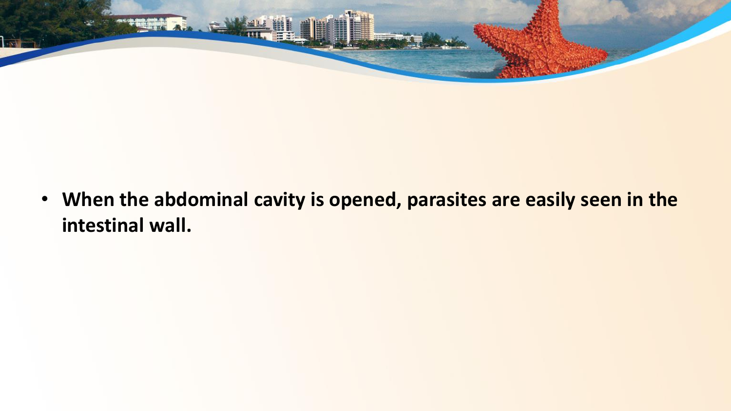- **When the abdominal cavity is opened, parasites are easily seen in the intestinal wall.**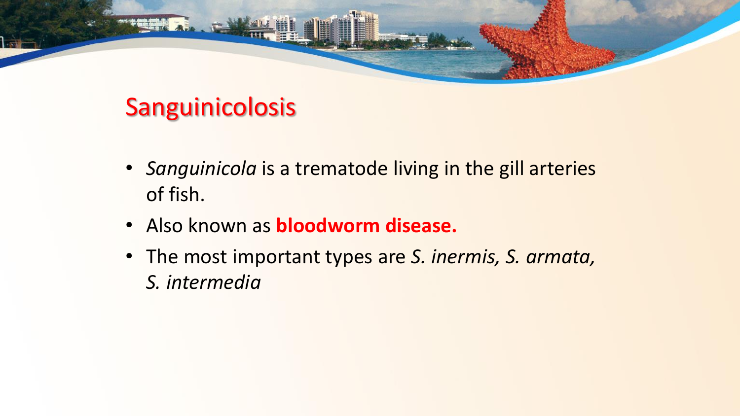# Sanguinicolosis

- *Sanguinicola* is a trematode living in the gill arteries of fish.
- Also known as **bloodworm disease.**
- The most important types are *S. inermis, S. armata, S. intermedia*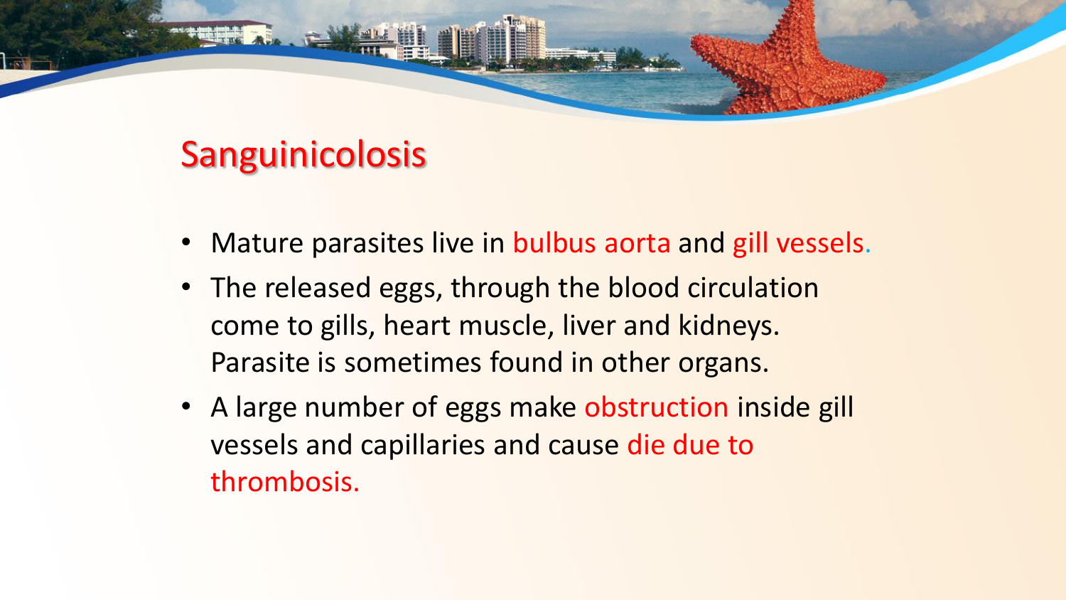# Sanguinicolosis

- Mature parasites live in bulbus aorta and gill vessels.
- The released eggs, through the blood circulation come to gills, heart muscle, liver and kidneys. Parasite is sometimes found in other organs.
- A large number of eggs make obstruction inside gill vessels and capillaries and cause die due to thrombosis.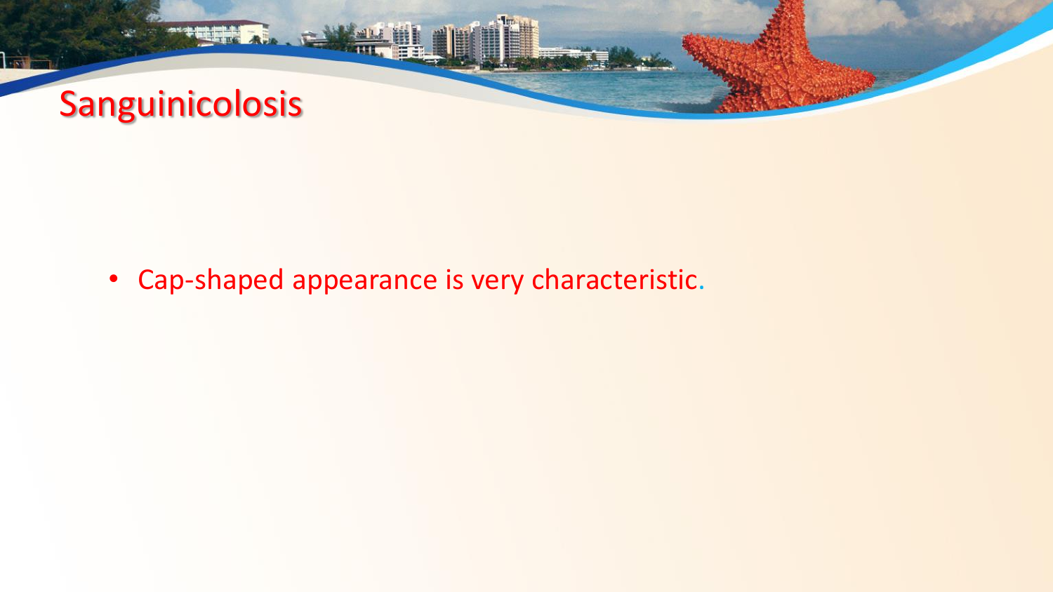# Sanguinicolosis

- Cap-shaped appearance is very characteristic.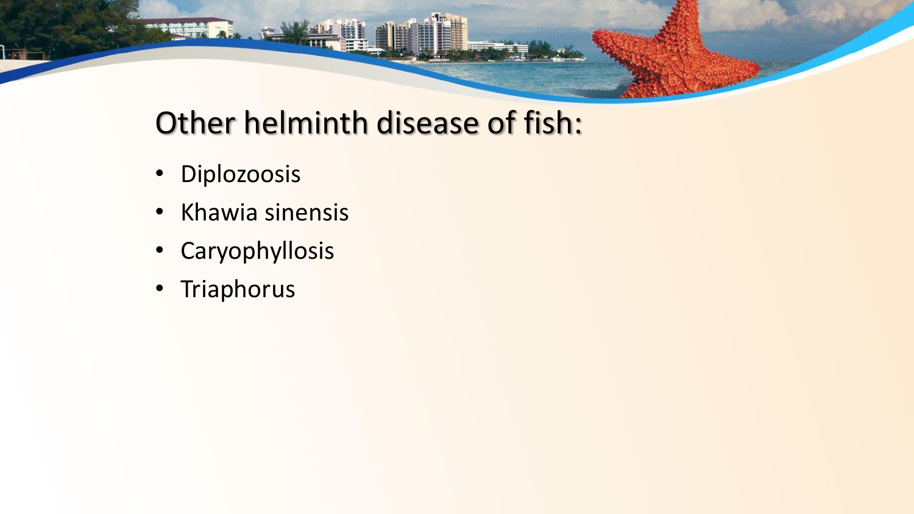# Other helminth disease of fish:

- Diplozoosis
- Khawia sinensis
- Caryophyllosis
- Triaphorus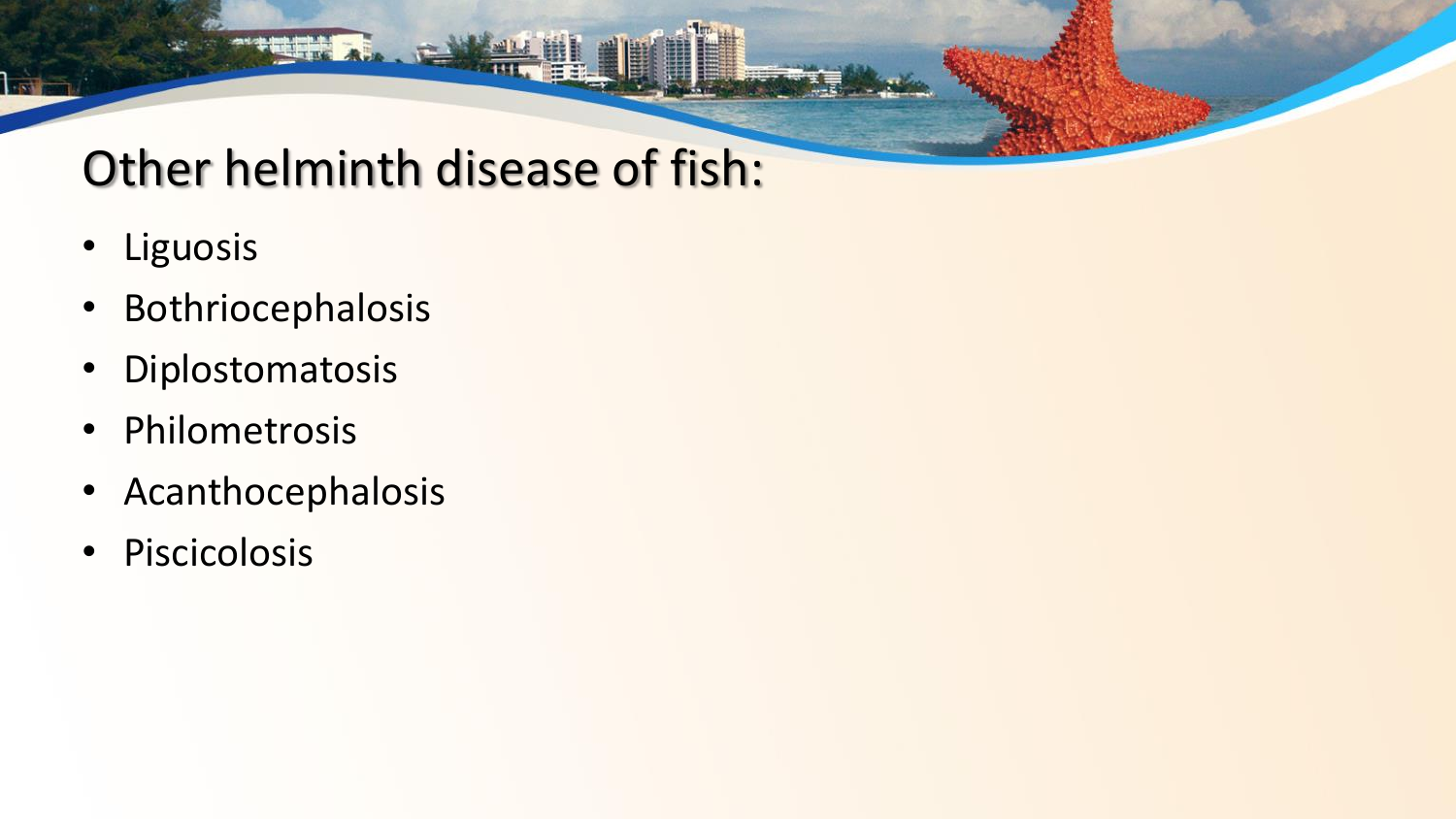# Other helminth disease of fish:

- Liguosis
- Bothriocephalosis
- Diplostomatosis
- Philometrosis
- Acanthocephalosis
- Piscicolosis